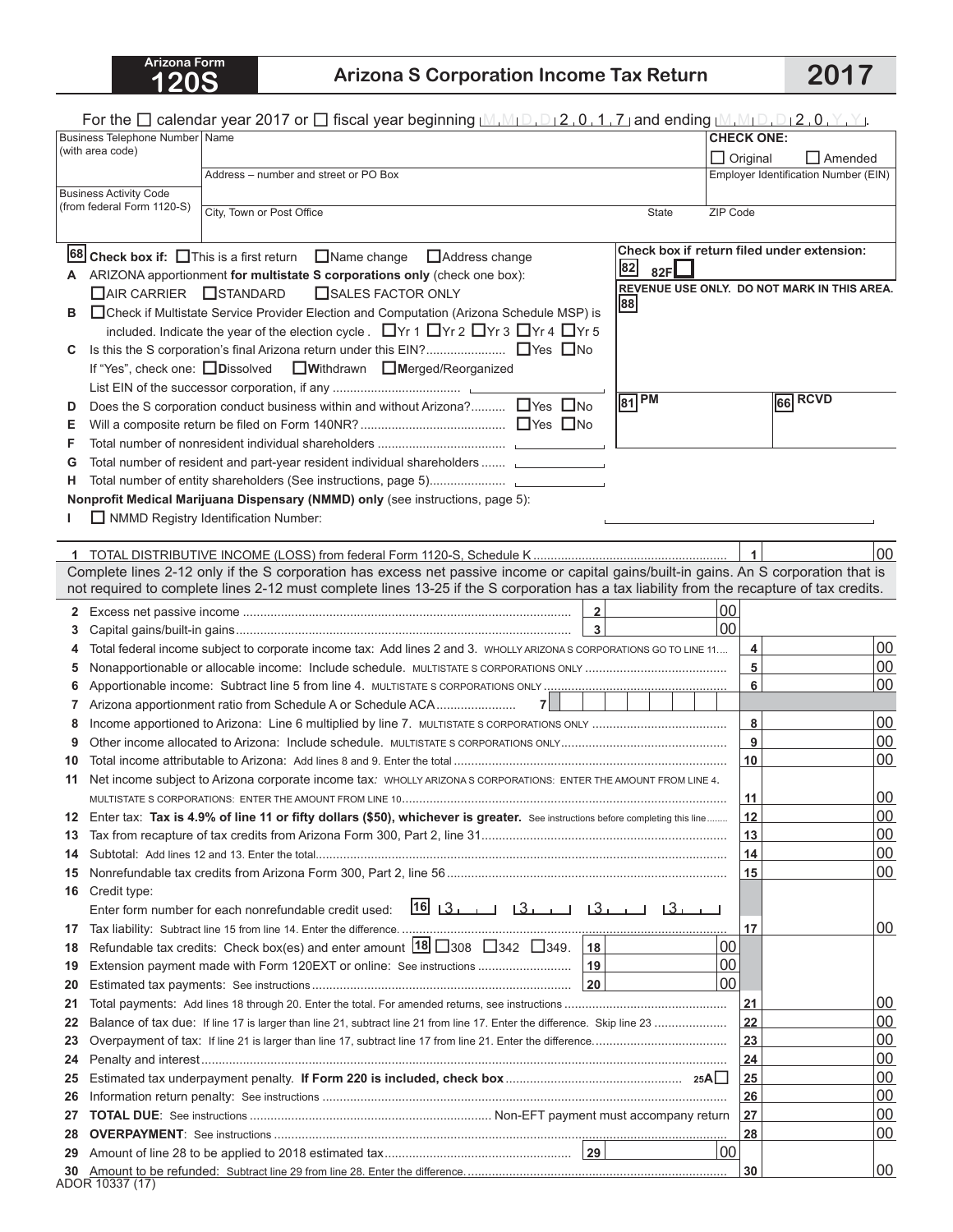Arizona Form
# 120S

## Arizona S Corporation Income Tax Return

## 2017

For the ☐ calendar year 2017 or ☐ fiscal year beginning M M D D 2 0 1 7 and ending M M D D 2 0 Y Y.

| | | | |
|---|---|---|---|
| Business Telephone Number (with area code) | Name | | CHECK ONE: ☐ Original ☐ Amended |
| | Address – number and street or PO Box | | Employer Identification Number (EIN) |
| Business Activity Code (from federal Form 1120-S) | City, Town or Post Office | State | ZIP Code |

**68** **Check box if:** ☐ This is a first return ☐ Name change ☐ Address change

Check box if return filed under extension: **82** 82F ☐

REVENUE USE ONLY. DO NOT MARK IN THIS AREA. **88**

**81** PM **66** RCVD

**A** ARIZONA apportionment **for multistate S corporations only** (check one box):
☐ AIR CARRIER ☐ STANDARD ☐ SALES FACTOR ONLY

**B** ☐ Check if Multistate Service Provider Election and Computation (Arizona Schedule MSP) is included. Indicate the year of the election cycle. ☐ Yr 1 ☐ Yr 2 ☐ Yr 3 ☐ Yr 4 ☐ Yr 5

**C** Is this the S corporation's final Arizona return under this EIN? ☐ Yes ☐ No
If "Yes", check one: ☐ **D**issolved ☐ **W**ithdrawn ☐ **M**erged/Reorganized
List EIN of the successor corporation, if any

**D** Does the S corporation conduct business within and without Arizona? ☐ Yes ☐ No

**E** Will a composite return be filed on Form 140NR? ☐ Yes ☐ No

**F** Total number of nonresident individual shareholders

**G** Total number of resident and part-year resident individual shareholders

**H** Total number of entity shareholders (See instructions, page 5)

**Nonprofit Medical Marijuana Dispensary (NMMD) only** (see instructions, page 5):

**I** ☐ NMMD Registry Identification Number:

| | | | |
|---|---|---|---|
| **1** | TOTAL DISTRIBUTIVE INCOME (LOSS) from federal Form 1120-S, Schedule K | 1 | 00 |

Complete lines 2-12 only if the S corporation has excess net passive income or capital gains/built-in gains. An S corporation that is not required to complete lines 2-12 must complete lines 13-25 if the S corporation has a tax liability from the recapture of tax credits.

| | | | | | |
|---|---|---|---|---|---|
| **2** | Excess net passive income | 2 | 00 | | |
| **3** | Capital gains/built-in gains | 3 | 00 | | |
| **4** | Total federal income subject to corporate income tax: Add lines 2 and 3. WHOLLY ARIZONA S CORPORATIONS GO TO LINE 11 | | | 4 | 00 |
| **5** | Nonapportionable or allocable income: Include schedule. MULTISTATE S CORPORATIONS ONLY | | | 5 | 00 |
| **6** | Apportionable income: Subtract line 5 from line 4. MULTISTATE S CORPORATIONS ONLY | | | 6 | 00 |
| **7** | Arizona apportionment ratio from Schedule A or Schedule ACA | 7 | | | |
| **8** | Income apportioned to Arizona: Line 6 multiplied by line 7. MULTISTATE S CORPORATIONS ONLY | | | 8 | 00 |
| **9** | Other income allocated to Arizona: Include schedule. MULTISTATE S CORPORATIONS ONLY | | | 9 | 00 |
| **10** | Total income attributable to Arizona: Add lines 8 and 9. Enter the total | | | 10 | 00 |
| **11** | Net income subject to Arizona corporate income tax: WHOLLY ARIZONA S CORPORATIONS: ENTER THE AMOUNT FROM LINE 4. MULTISTATE S CORPORATIONS: ENTER THE AMOUNT FROM LINE 10 | | | 11 | 00 |
| **12** | Enter tax: **Tax is 4.9% of line 11 or fifty dollars ($50), whichever is greater.** See instructions before completing this line | | | 12 | 00 |
| **13** | Tax from recapture of tax credits from Arizona Form 300, Part 2, line 31 | | | 13 | 00 |
| **14** | Subtotal: Add lines 12 and 13. Enter the total | | | 14 | 00 |
| **15** | Nonrefundable tax credits from Arizona Form 300, Part 2, line 56 | | | 15 | 00 |
| **16** | Credit type: Enter form number for each nonrefundable credit used: **16** 3__ 3__ 3__ 3__ | | | | |
| **17** | Tax liability: Subtract line 15 from line 14. Enter the difference | | | 17 | 00 |
| **18** | Refundable tax credits: Check box(es) and enter amount **18** ☐ 308 ☐ 342 ☐ 349. | 18 | 00 | | |
| **19** | Extension payment made with Form 120EXT or online: See instructions | 19 | 00 | | |
| **20** | Estimated tax payments: See instructions | 20 | 00 | | |
| **21** | Total payments: Add lines 18 through 20. Enter the total. For amended returns, see instructions | | | 21 | 00 |
| **22** | Balance of tax due: If line 17 is larger than line 21, subtract line 21 from line 17. Enter the difference. Skip line 23 | | | 22 | 00 |
| **23** | Overpayment of tax: If line 21 is larger than line 17, subtract line 17 from line 21. Enter the difference. | | | 23 | 00 |
| **24** | Penalty and interest | | | 24 | 00 |
| **25** | Estimated tax underpayment penalty. **If Form 220 is included, check box** 25A ☐ | | | 25 | 00 |
| **26** | Information return penalty: See instructions | | | 26 | 00 |
| **27** | **TOTAL DUE**: See instructions ... Non-EFT payment must accompany return | | | 27 | 00 |
| **28** | **OVERPAYMENT**: See instructions | | | 28 | 00 |
| **29** | Amount of line 28 to be applied to 2018 estimated tax | 29 | 00 | | |
| **30** | Amount to be refunded: Subtract line 29 from line 28. Enter the difference. | | | 30 | 00 |

ADOR 10337 (17)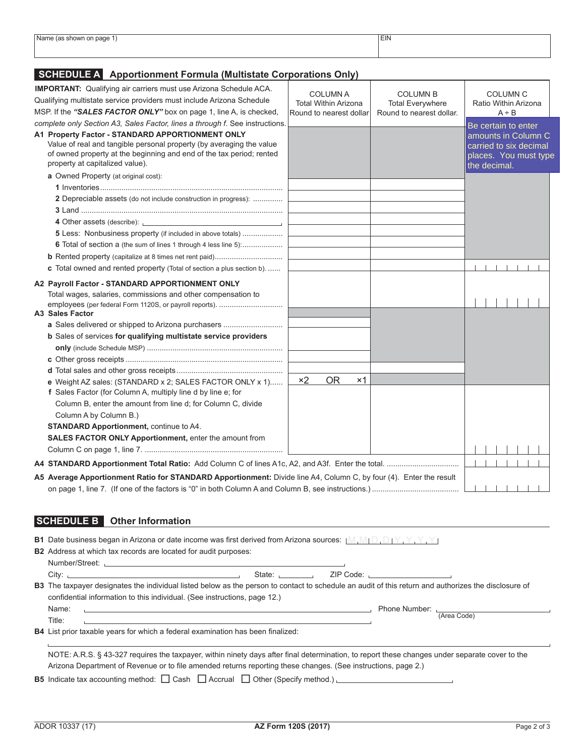| Name (as shown on page 1) | EIN |
|---|---|
| | |

## SCHEDULE A Apportionment Formula (Multistate Corporations Only)

**IMPORTANT:** Qualifying air carriers must use Arizona Schedule ACA. Qualifying multistate service providers must include Arizona Schedule MSP. If the ***"SALES FACTOR ONLY"*** box on page 1, line A, is checked, *complete only Section A3, Sales Factor, lines a through f.* See instructions.

| | COLUMN A Total Within Arizona Round to nearest dollar | COLUMN B Total Everywhere Round to nearest dollar. | COLUMN C Ratio Within Arizona A ÷ B |
|---|---|---|---|
| **A1 Property Factor - STANDARD APPORTIONMENT ONLY** Value of real and tangible personal property (by averaging the value of owned property at the beginning and end of the tax period; rented property at capitalized value). | | | Be certain to enter amounts in Column C carried to six decimal places. You must type the decimal. |
| **a** Owned Property (at original cost): | | | |
| **1** Inventories | | | |
| **2** Depreciable assets (do not include construction in progress): | | | |
| **3** Land | | | |
| **4** Other assets (describe): | | | |
| **5** Less: Nonbusiness property (if included in above totals) | | | |
| **6** Total of section a (the sum of lines 1 through 4 less line 5): | | | |
| **b** Rented property (capitalize at 8 times net rent paid) | | | |
| **c** Total owned and rented property (Total of section a plus section b). | | | |
| **A2 Payroll Factor - STANDARD APPORTIONMENT ONLY** Total wages, salaries, commissions and other compensation to employees (per federal Form 1120S, or payroll reports). | | | |
| **A3 Sales Factor** | | | |
| **a** Sales delivered or shipped to Arizona purchasers | | | |
| **b** Sales of services **for qualifying multistate service providers only** (include Schedule MSP) | | | |
| **c** Other gross receipts | | | |
| **d** Total sales and other gross receipts | | | |
| **e** Weight AZ sales: (STANDARD x 2; SALES FACTOR ONLY x 1) | ×2 OR ×1 | | |
| **f** Sales Factor (for Column A, multiply line d by line e; for Column B, enter the amount from line d; for Column C, divide Column A by Column B.) **STANDARD Apportionment,** continue to A4. **SALES FACTOR ONLY Apportionment,** enter the amount from Column C on page 1, line 7. | | | |

**A4 STANDARD Apportionment Total Ratio:** Add Column C of lines A1c, A2, and A3f. Enter the total.

**A5 Average Apportionment Ratio for STANDARD Apportionment:** Divide line A4, Column C, by four (4). Enter the result on page 1, line 7. (If one of the factors is "0" in both Column A and Column B, see instructions.)

## SCHEDULE B Other Information

**B1** Date business began in Arizona or date income was first derived from Arizona sources: M M D D Y Y Y Y

**B2** Address at which tax records are located for audit purposes:

Number/Street:

City: State: ZIP Code:

**B3** The taxpayer designates the individual listed below as the person to contact to schedule an audit of this return and authorizes the disclosure of confidential information to this individual. (See instructions, page 12.)

Name: Phone Number: (Area Code)

Title:

**B4** List prior taxable years for which a federal examination has been finalized:

NOTE: A.R.S. § 43-327 requires the taxpayer, within ninety days after final determination, to report these changes under separate cover to the Arizona Department of Revenue or to file amended returns reporting these changes. (See instructions, page 2.)

**B5** Indicate tax accounting method: ☐ Cash ☐ Accrual ☐ Other (Specify method.)

ADOR 10337 (17) **AZ Form 120S (2017)**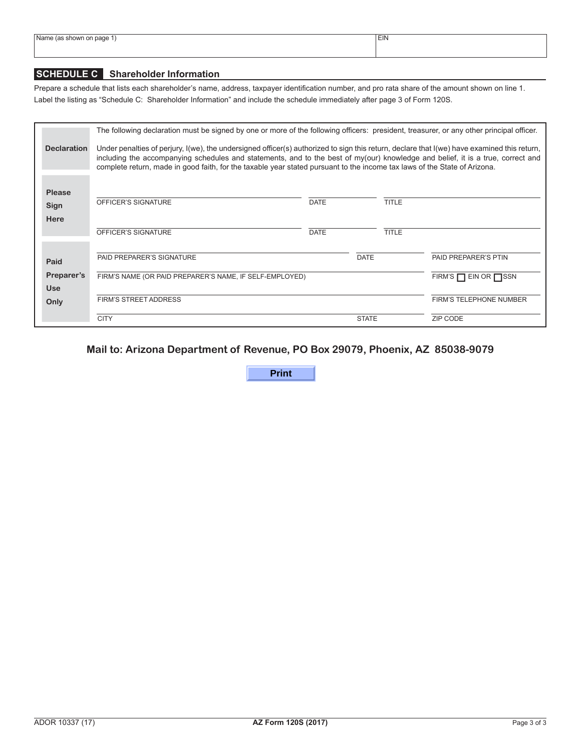| Name (as shown on page 1) | EIN |
|---|---|
| | |

## SCHEDULE C Shareholder Information

Prepare a schedule that lists each shareholder's name, address, taxpayer identification number, and pro rata share of the amount shown on line 1. Label the listing as "Schedule C: Shareholder Information" and include the schedule immediately after page 3 of Form 120S.

| | |
|---|---|
| **Declaration** | The following declaration must be signed by one or more of the following officers: president, treasurer, or any other principal officer.<br><br>Under penalties of perjury, I(we), the undersigned officer(s) authorized to sign this return, declare that I(we) have examined this return, including the accompanying schedules and statements, and to the best of my(our) knowledge and belief, it is a true, correct and complete return, made in good faith, for the taxable year stated pursuant to the income tax laws of the State of Arizona. |

| **Please Sign Here** | | |
|---|---|---|
| OFFICER'S SIGNATURE | DATE | TITLE |
| OFFICER'S SIGNATURE | DATE | TITLE |

| **Paid Preparer's Use Only** | | |
|---|---|---|
| PAID PREPARER'S SIGNATURE | DATE | PAID PREPARER'S PTIN |
| FIRM'S NAME (OR PAID PREPARER'S NAME, IF SELF-EMPLOYED) | | FIRM'S ☐ EIN OR ☐ SSN |
| FIRM'S STREET ADDRESS | | FIRM'S TELEPHONE NUMBER |
| CITY | STATE | ZIP CODE |

**Mail to: Arizona Department of Revenue, PO Box 29079, Phoenix, AZ 85038-9079**

ADOR 10337 (17) **AZ Form 120S (2017)**